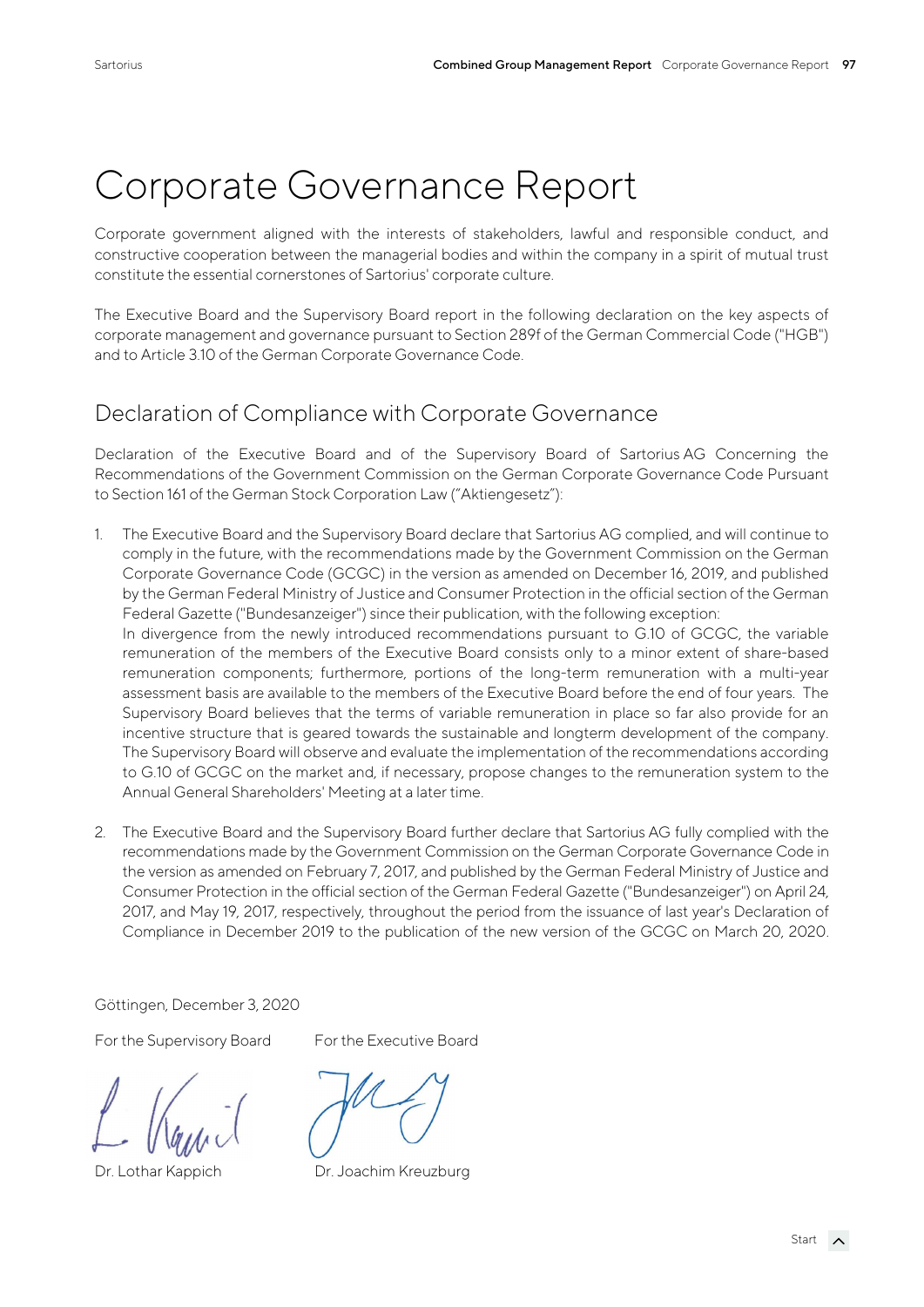# Corporate Governance Report

Corporate government aligned with the interests of stakeholders, lawful and responsible conduct, and constructive cooperation between the managerial bodies and within the company in a spirit of mutual trust constitute the essential cornerstones of Sartorius' corporate culture.

The Executive Board and the Supervisory Board report in the following declaration on the key aspects of corporate management and governance pursuant to Section 289f of the German Commercial Code ("HGB") and to Article 3.10 of the German Corporate Governance Code.

## Declaration of Compliance with Corporate Governance

Declaration of the Executive Board and of the Supervisory Board of Sartorius AG Concerning the Recommendations of the Government Commission on the German Corporate Governance Code Pursuant to Section 161 of the German Stock Corporation Law ("Aktiengesetz"):

1. The Executive Board and the Supervisory Board declare that Sartorius AG complied, and will continue to comply in the future, with the recommendations made by the Government Commission on the German Corporate Governance Code (GCGC) in the version as amended on December 16, 2019, and published by the German Federal Ministry of Justice and Consumer Protection in the official section of the German Federal Gazette ("Bundesanzeiger") since their publication, with the following exception:
   In divergence from the newly introduced recommendations pursuant to G.10 of GCGC, the variable remuneration of the members of the Executive Board consists only to a minor extent of share-based remuneration components; furthermore, portions of the long-term remuneration with a multi-year assessment basis are available to the members of the Executive Board before the end of four years. The Supervisory Board believes that the terms of variable remuneration in place so far also provide for an incentive structure that is geared towards the sustainable and longterm development of the company. The Supervisory Board will observe and evaluate the implementation of the recommendations according to G.10 of GCGC on the market and, if necessary, propose changes to the remuneration system to the Annual General Shareholders' Meeting at a later time.

2. The Executive Board and the Supervisory Board further declare that Sartorius AG fully complied with the recommendations made by the Government Commission on the German Corporate Governance Code in the version as amended on February 7, 2017, and published by the German Federal Ministry of Justice and Consumer Protection in the official section of the German Federal Gazette ("Bundesanzeiger") on April 24, 2017, and May 19, 2017, respectively, throughout the period from the issuance of last year's Declaration of Compliance in December 2019 to the publication of the new version of the GCGC on March 20, 2020.

Göttingen, December 3, 2020

For the Supervisory Board

Dr. Lothar Kappich

For the Executive Board

Dr. Joachim Kreuzburg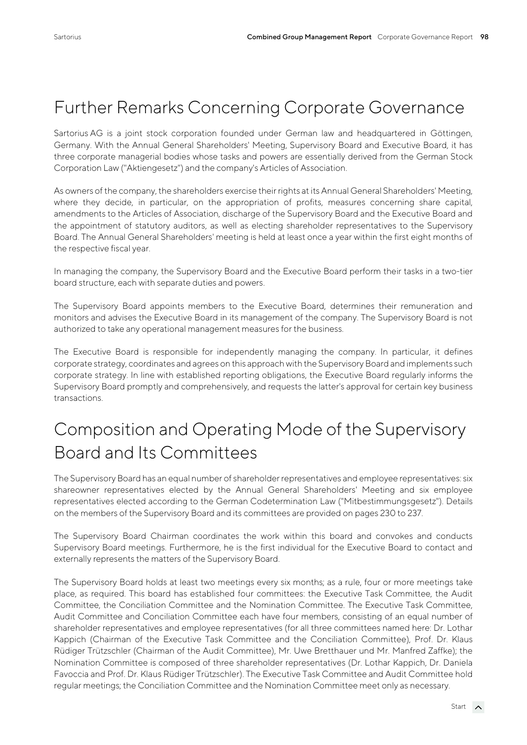# Further Remarks Concerning Corporate Governance

Sartorius AG is a joint stock corporation founded under German law and headquartered in Göttingen, Germany. With the Annual General Shareholders' Meeting, Supervisory Board and Executive Board, it has three corporate managerial bodies whose tasks and powers are essentially derived from the German Stock Corporation Law ("Aktiengesetz") and the company's Articles of Association.

As owners of the company, the shareholders exercise their rights at its Annual General Shareholders' Meeting, where they decide, in particular, on the appropriation of profits, measures concerning share capital, amendments to the Articles of Association, discharge of the Supervisory Board and the Executive Board and the appointment of statutory auditors, as well as electing shareholder representatives to the Supervisory Board. The Annual General Shareholders' meeting is held at least once a year within the first eight months of the respective fiscal year.

In managing the company, the Supervisory Board and the Executive Board perform their tasks in a two-tier board structure, each with separate duties and powers.

The Supervisory Board appoints members to the Executive Board, determines their remuneration and monitors and advises the Executive Board in its management of the company. The Supervisory Board is not authorized to take any operational management measures for the business.

The Executive Board is responsible for independently managing the company. In particular, it defines corporate strategy, coordinates and agrees on this approach with the Supervisory Board and implements such corporate strategy. In line with established reporting obligations, the Executive Board regularly informs the Supervisory Board promptly and comprehensively, and requests the latter's approval for certain key business transactions.

# Composition and Operating Mode of the Supervisory Board and Its Committees

The Supervisory Board has an equal number of shareholder representatives and employee representatives: six shareowner representatives elected by the Annual General Shareholders' Meeting and six employee representatives elected according to the German Codetermination Law ("Mitbestimmungsgesetz"). Details on the members of the Supervisory Board and its committees are provided on pages 230 to 237.

The Supervisory Board Chairman coordinates the work within this board and convokes and conducts Supervisory Board meetings. Furthermore, he is the first individual for the Executive Board to contact and externally represents the matters of the Supervisory Board.

The Supervisory Board holds at least two meetings every six months; as a rule, four or more meetings take place, as required. This board has established four committees: the Executive Task Committee, the Audit Committee, the Conciliation Committee and the Nomination Committee. The Executive Task Committee, Audit Committee and Conciliation Committee each have four members, consisting of an equal number of shareholder representatives and employee representatives (for all three committees named here: Dr. Lothar Kappich (Chairman of the Executive Task Committee and the Conciliation Committee), Prof. Dr. Klaus Rüdiger Trützschler (Chairman of the Audit Committee), Mr. Uwe Bretthauer und Mr. Manfred Zaffke); the Nomination Committee is composed of three shareholder representatives (Dr. Lothar Kappich, Dr. Daniela Favoccia and Prof. Dr. Klaus Rüdiger Trützschler). The Executive Task Committee and Audit Committee hold regular meetings; the Conciliation Committee and the Nomination Committee meet only as necessary.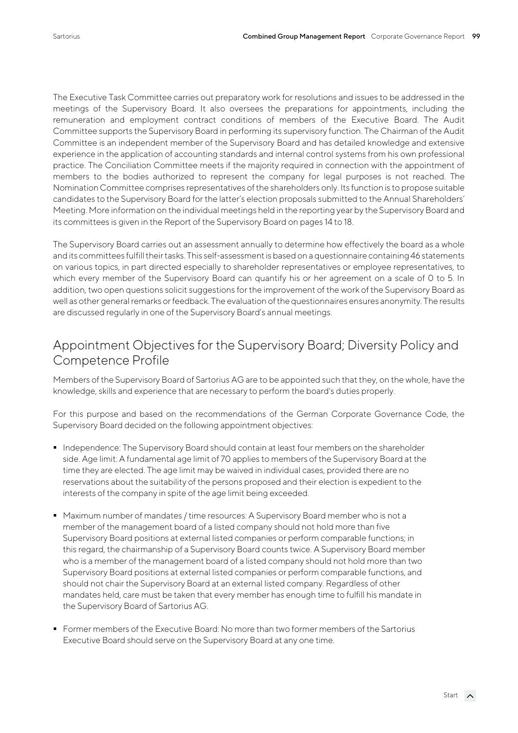The Executive Task Committee carries out preparatory work for resolutions and issues to be addressed in the meetings of the Supervisory Board. It also oversees the preparations for appointments, including the remuneration and employment contract conditions of members of the Executive Board. The Audit Committee supports the Supervisory Board in performing its supervisory function. The Chairman of the Audit Committee is an independent member of the Supervisory Board and has detailed knowledge and extensive experience in the application of accounting standards and internal control systems from his own professional practice. The Conciliation Committee meets if the majority required in connection with the appointment of members to the bodies authorized to represent the company for legal purposes is not reached. The Nomination Committee comprises representatives of the shareholders only. Its function is to propose suitable candidates to the Supervisory Board for the latter's election proposals submitted to the Annual Shareholders' Meeting. More information on the individual meetings held in the reporting year by the Supervisory Board and its committees is given in the Report of the Supervisory Board on pages 14 to 18.

The Supervisory Board carries out an assessment annually to determine how effectively the board as a whole and its committees fulfill their tasks. This self-assessment is based on a questionnaire containing 46 statements on various topics, in part directed especially to shareholder representatives or employee representatives, to which every member of the Supervisory Board can quantify his or her agreement on a scale of 0 to 5. In addition, two open questions solicit suggestions for the improvement of the work of the Supervisory Board as well as other general remarks or feedback. The evaluation of the questionnaires ensures anonymity. The results are discussed regularly in one of the Supervisory Board's annual meetings.

## Appointment Objectives for the Supervisory Board; Diversity Policy and Competence Profile

Members of the Supervisory Board of Sartorius AG are to be appointed such that they, on the whole, have the knowledge, skills and experience that are necessary to perform the board's duties properly.

For this purpose and based on the recommendations of the German Corporate Governance Code, the Supervisory Board decided on the following appointment objectives:

- Independence: The Supervisory Board should contain at least four members on the shareholder side. Age limit: A fundamental age limit of 70 applies to members of the Supervisory Board at the time they are elected. The age limit may be waived in individual cases, provided there are no reservations about the suitability of the persons proposed and their election is expedient to the interests of the company in spite of the age limit being exceeded.

- Maximum number of mandates / time resources: A Supervisory Board member who is not a member of the management board of a listed company should not hold more than five Supervisory Board positions at external listed companies or perform comparable functions; in this regard, the chairmanship of a Supervisory Board counts twice. A Supervisory Board member who is a member of the management board of a listed company should not hold more than two Supervisory Board positions at external listed companies or perform comparable functions, and should not chair the Supervisory Board at an external listed company. Regardless of other mandates held, care must be taken that every member has enough time to fulfill his mandate in the Supervisory Board of Sartorius AG.

- Former members of the Executive Board: No more than two former members of the Sartorius Executive Board should serve on the Supervisory Board at any one time.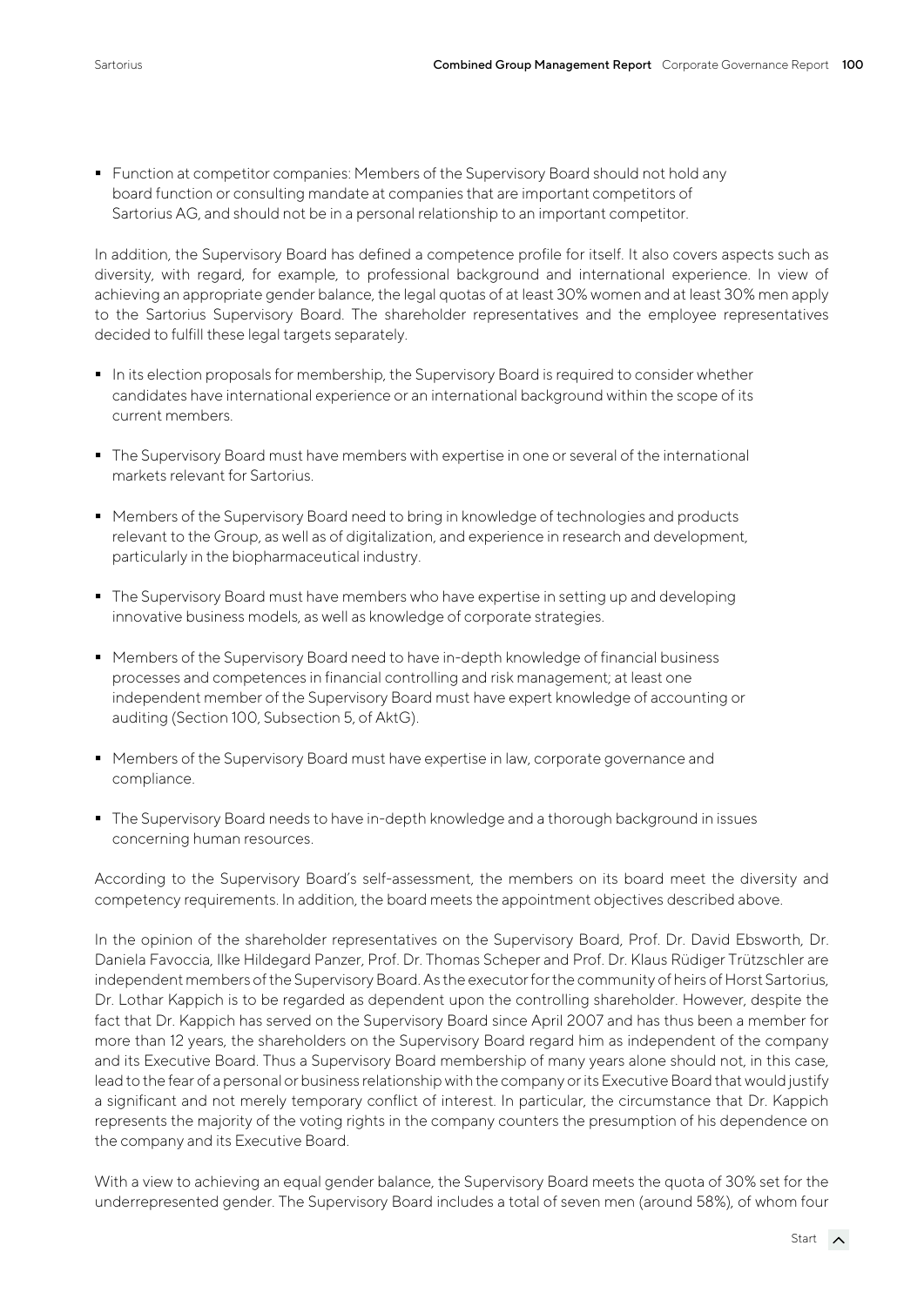- Function at competitor companies: Members of the Supervisory Board should not hold any board function or consulting mandate at companies that are important competitors of Sartorius AG, and should not be in a personal relationship to an important competitor.

In addition, the Supervisory Board has defined a competence profile for itself. It also covers aspects such as diversity, with regard, for example, to professional background and international experience. In view of achieving an appropriate gender balance, the legal quotas of at least 30% women and at least 30% men apply to the Sartorius Supervisory Board. The shareholder representatives and the employee representatives decided to fulfill these legal targets separately.

- In its election proposals for membership, the Supervisory Board is required to consider whether candidates have international experience or an international background within the scope of its current members.
- The Supervisory Board must have members with expertise in one or several of the international markets relevant for Sartorius.
- Members of the Supervisory Board need to bring in knowledge of technologies and products relevant to the Group, as well as of digitalization, and experience in research and development, particularly in the biopharmaceutical industry.
- The Supervisory Board must have members who have expertise in setting up and developing innovative business models, as well as knowledge of corporate strategies.
- Members of the Supervisory Board need to have in-depth knowledge of financial business processes and competences in financial controlling and risk management; at least one independent member of the Supervisory Board must have expert knowledge of accounting or auditing (Section 100, Subsection 5, of AktG).
- Members of the Supervisory Board must have expertise in law, corporate governance and compliance.
- The Supervisory Board needs to have in-depth knowledge and a thorough background in issues concerning human resources.

According to the Supervisory Board's self-assessment, the members on its board meet the diversity and competency requirements. In addition, the board meets the appointment objectives described above.

In the opinion of the shareholder representatives on the Supervisory Board, Prof. Dr. David Ebsworth, Dr. Daniela Favoccia, Ilke Hildegard Panzer, Prof. Dr. Thomas Scheper and Prof. Dr. Klaus Rüdiger Trützschler are independent members of the Supervisory Board. As the executor for the community of heirs of Horst Sartorius, Dr. Lothar Kappich is to be regarded as dependent upon the controlling shareholder. However, despite the fact that Dr. Kappich has served on the Supervisory Board since April 2007 and has thus been a member for more than 12 years, the shareholders on the Supervisory Board regard him as independent of the company and its Executive Board. Thus a Supervisory Board membership of many years alone should not, in this case, lead to the fear of a personal or business relationship with the company or its Executive Board that would justify a significant and not merely temporary conflict of interest. In particular, the circumstance that Dr. Kappich represents the majority of the voting rights in the company counters the presumption of his dependence on the company and its Executive Board.

With a view to achieving an equal gender balance, the Supervisory Board meets the quota of 30% set for the underrepresented gender. The Supervisory Board includes a total of seven men (around 58%), of whom four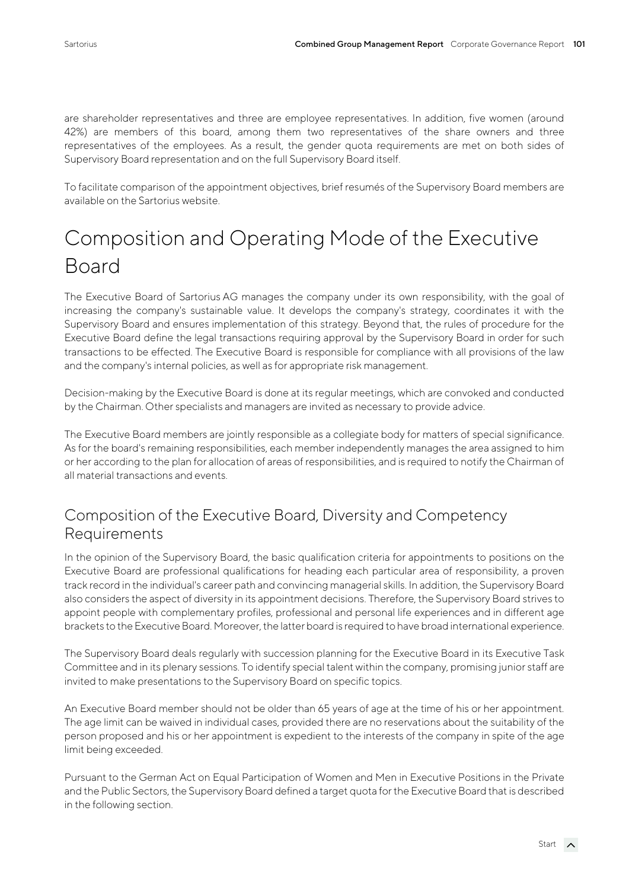are shareholder representatives and three are employee representatives. In addition, five women (around 42%) are members of this board, among them two representatives of the share owners and three representatives of the employees. As a result, the gender quota requirements are met on both sides of Supervisory Board representation and on the full Supervisory Board itself.

To facilitate comparison of the appointment objectives, brief resumés of the Supervisory Board members are available on the Sartorius website.

# Composition and Operating Mode of the Executive Board

The Executive Board of Sartorius AG manages the company under its own responsibility, with the goal of increasing the company's sustainable value. It develops the company's strategy, coordinates it with the Supervisory Board and ensures implementation of this strategy. Beyond that, the rules of procedure for the Executive Board define the legal transactions requiring approval by the Supervisory Board in order for such transactions to be effected. The Executive Board is responsible for compliance with all provisions of the law and the company's internal policies, as well as for appropriate risk management.

Decision-making by the Executive Board is done at its regular meetings, which are convoked and conducted by the Chairman. Other specialists and managers are invited as necessary to provide advice.

The Executive Board members are jointly responsible as a collegiate body for matters of special significance. As for the board's remaining responsibilities, each member independently manages the area assigned to him or her according to the plan for allocation of areas of responsibilities, and is required to notify the Chairman of all material transactions and events.

## Composition of the Executive Board, Diversity and Competency Requirements

In the opinion of the Supervisory Board, the basic qualification criteria for appointments to positions on the Executive Board are professional qualifications for heading each particular area of responsibility, a proven track record in the individual's career path and convincing managerial skills. In addition, the Supervisory Board also considers the aspect of diversity in its appointment decisions. Therefore, the Supervisory Board strives to appoint people with complementary profiles, professional and personal life experiences and in different age brackets to the Executive Board. Moreover, the latter board is required to have broad international experience.

The Supervisory Board deals regularly with succession planning for the Executive Board in its Executive Task Committee and in its plenary sessions. To identify special talent within the company, promising junior staff are invited to make presentations to the Supervisory Board on specific topics.

An Executive Board member should not be older than 65 years of age at the time of his or her appointment. The age limit can be waived in individual cases, provided there are no reservations about the suitability of the person proposed and his or her appointment is expedient to the interests of the company in spite of the age limit being exceeded.

Pursuant to the German Act on Equal Participation of Women and Men in Executive Positions in the Private and the Public Sectors, the Supervisory Board defined a target quota for the Executive Board that is described in the following section.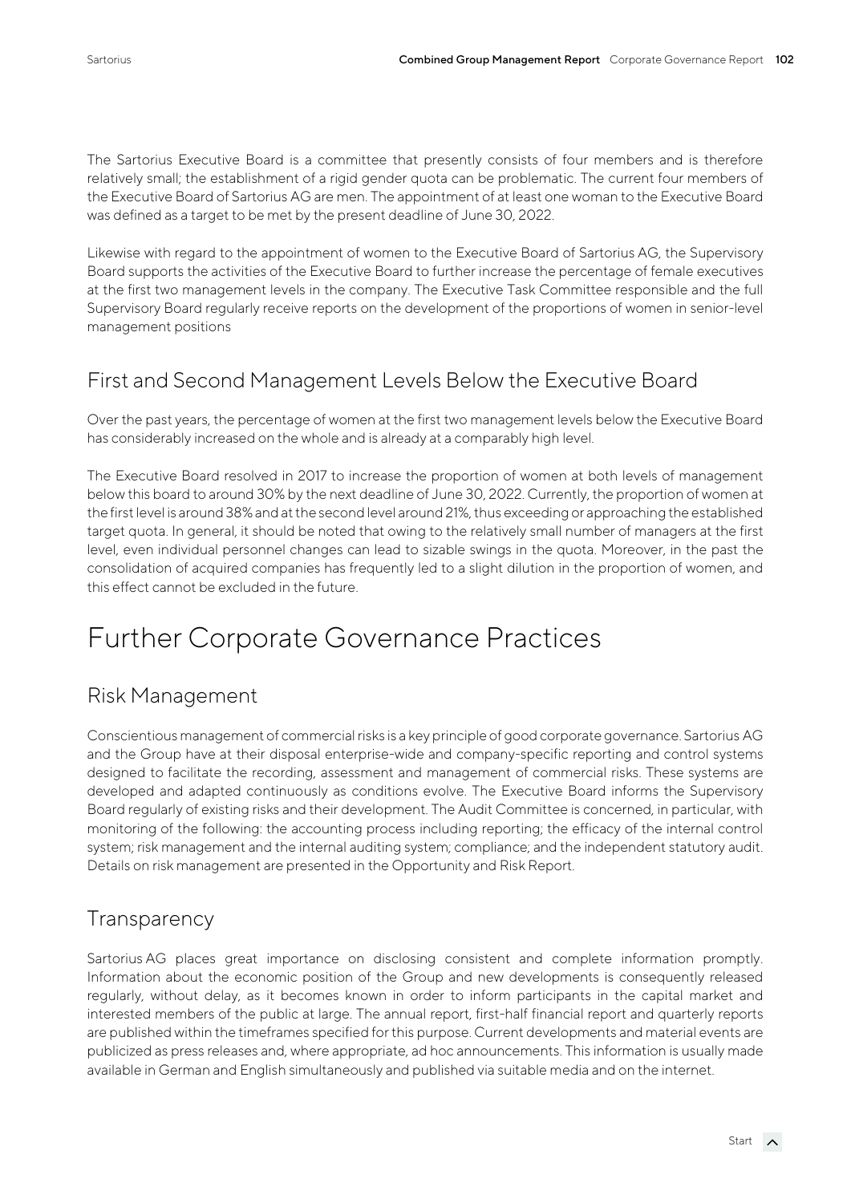The Sartorius Executive Board is a committee that presently consists of four members and is therefore relatively small; the establishment of a rigid gender quota can be problematic. The current four members of the Executive Board of Sartorius AG are men. The appointment of at least one woman to the Executive Board was defined as a target to be met by the present deadline of June 30, 2022.

Likewise with regard to the appointment of women to the Executive Board of Sartorius AG, the Supervisory Board supports the activities of the Executive Board to further increase the percentage of female executives at the first two management levels in the company. The Executive Task Committee responsible and the full Supervisory Board regularly receive reports on the development of the proportions of women in senior-level management positions

## First and Second Management Levels Below the Executive Board

Over the past years, the percentage of women at the first two management levels below the Executive Board has considerably increased on the whole and is already at a comparably high level.

The Executive Board resolved in 2017 to increase the proportion of women at both levels of management below this board to around 30% by the next deadline of June 30, 2022. Currently, the proportion of women at the first level is around 38% and at the second level around 21%, thus exceeding or approaching the established target quota. In general, it should be noted that owing to the relatively small number of managers at the first level, even individual personnel changes can lead to sizable swings in the quota. Moreover, in the past the consolidation of acquired companies has frequently led to a slight dilution in the proportion of women, and this effect cannot be excluded in the future.

# Further Corporate Governance Practices

## Risk Management

Conscientious management of commercial risks is a key principle of good corporate governance. Sartorius AG and the Group have at their disposal enterprise-wide and company-specific reporting and control systems designed to facilitate the recording, assessment and management of commercial risks. These systems are developed and adapted continuously as conditions evolve. The Executive Board informs the Supervisory Board regularly of existing risks and their development. The Audit Committee is concerned, in particular, with monitoring of the following: the accounting process including reporting; the efficacy of the internal control system; risk management and the internal auditing system; compliance; and the independent statutory audit. Details on risk management are presented in the Opportunity and Risk Report.

## Transparency

Sartorius AG places great importance on disclosing consistent and complete information promptly. Information about the economic position of the Group and new developments is consequently released regularly, without delay, as it becomes known in order to inform participants in the capital market and interested members of the public at large. The annual report, first-half financial report and quarterly reports are published within the timeframes specified for this purpose. Current developments and material events are publicized as press releases and, where appropriate, ad hoc announcements. This information is usually made available in German and English simultaneously and published via suitable media and on the internet.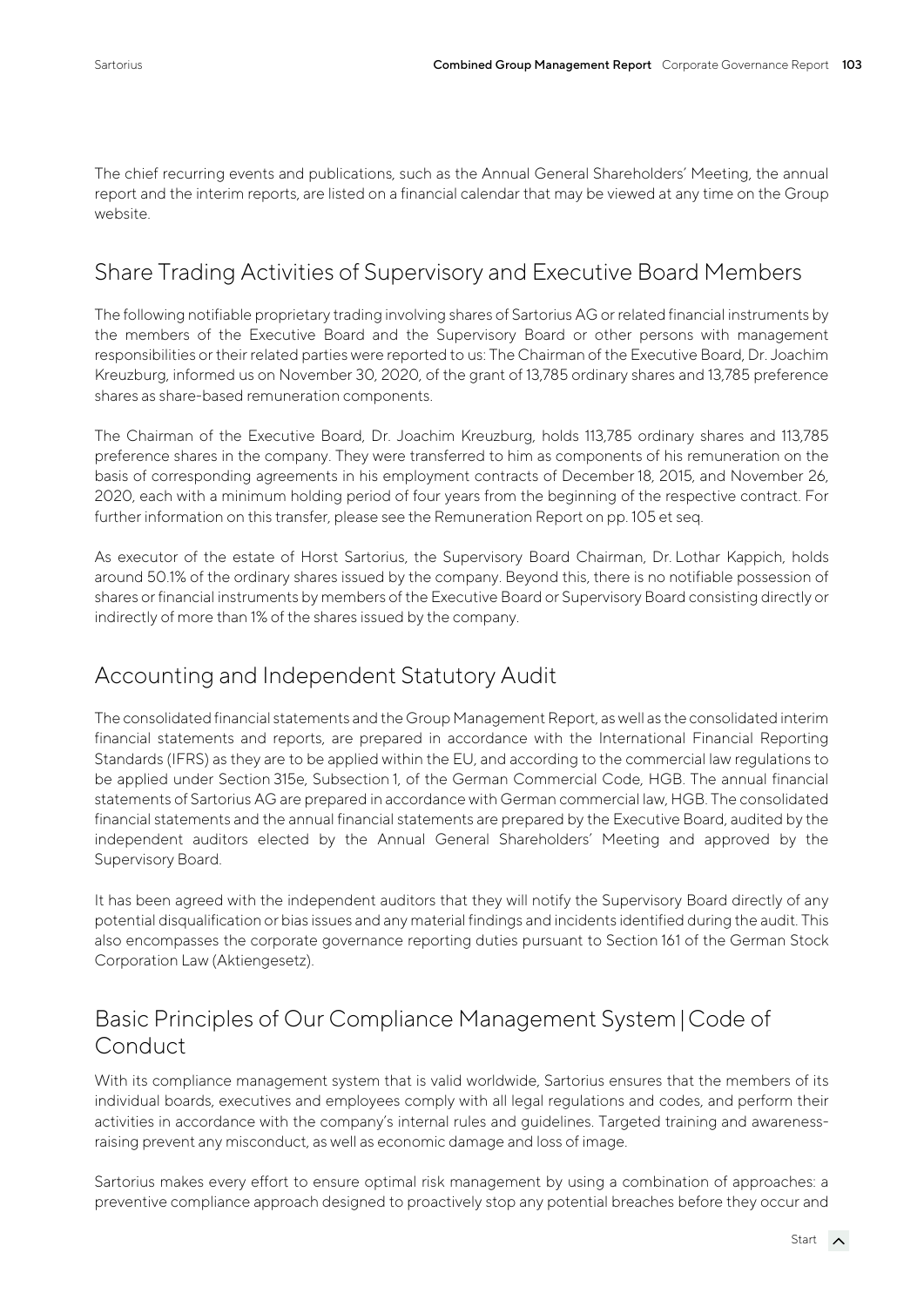The chief recurring events and publications, such as the Annual General Shareholders' Meeting, the annual report and the interim reports, are listed on a financial calendar that may be viewed at any time on the Group website.

## Share Trading Activities of Supervisory and Executive Board Members

The following notifiable proprietary trading involving shares of Sartorius AG or related financial instruments by the members of the Executive Board and the Supervisory Board or other persons with management responsibilities or their related parties were reported to us: The Chairman of the Executive Board, Dr. Joachim Kreuzburg, informed us on November 30, 2020, of the grant of 13,785 ordinary shares and 13,785 preference shares as share-based remuneration components.

The Chairman of the Executive Board, Dr. Joachim Kreuzburg, holds 113,785 ordinary shares and 113,785 preference shares in the company. They were transferred to him as components of his remuneration on the basis of corresponding agreements in his employment contracts of December 18, 2015, and November 26, 2020, each with a minimum holding period of four years from the beginning of the respective contract. For further information on this transfer, please see the Remuneration Report on pp. 105 et seq.

As executor of the estate of Horst Sartorius, the Supervisory Board Chairman, Dr. Lothar Kappich, holds around 50.1% of the ordinary shares issued by the company. Beyond this, there is no notifiable possession of shares or financial instruments by members of the Executive Board or Supervisory Board consisting directly or indirectly of more than 1% of the shares issued by the company.

## Accounting and Independent Statutory Audit

The consolidated financial statements and the Group Management Report, as well as the consolidated interim financial statements and reports, are prepared in accordance with the International Financial Reporting Standards (IFRS) as they are to be applied within the EU, and according to the commercial law regulations to be applied under Section 315e, Subsection 1, of the German Commercial Code, HGB. The annual financial statements of Sartorius AG are prepared in accordance with German commercial law, HGB. The consolidated financial statements and the annual financial statements are prepared by the Executive Board, audited by the independent auditors elected by the Annual General Shareholders' Meeting and approved by the Supervisory Board.

It has been agreed with the independent auditors that they will notify the Supervisory Board directly of any potential disqualification or bias issues and any material findings and incidents identified during the audit. This also encompasses the corporate governance reporting duties pursuant to Section 161 of the German Stock Corporation Law (Aktiengesetz).

## Basic Principles of Our Compliance Management System | Code of Conduct

With its compliance management system that is valid worldwide, Sartorius ensures that the members of its individual boards, executives and employees comply with all legal regulations and codes, and perform their activities in accordance with the company's internal rules and guidelines. Targeted training and awareness-raising prevent any misconduct, as well as economic damage and loss of image.

Sartorius makes every effort to ensure optimal risk management by using a combination of approaches: a preventive compliance approach designed to proactively stop any potential breaches before they occur and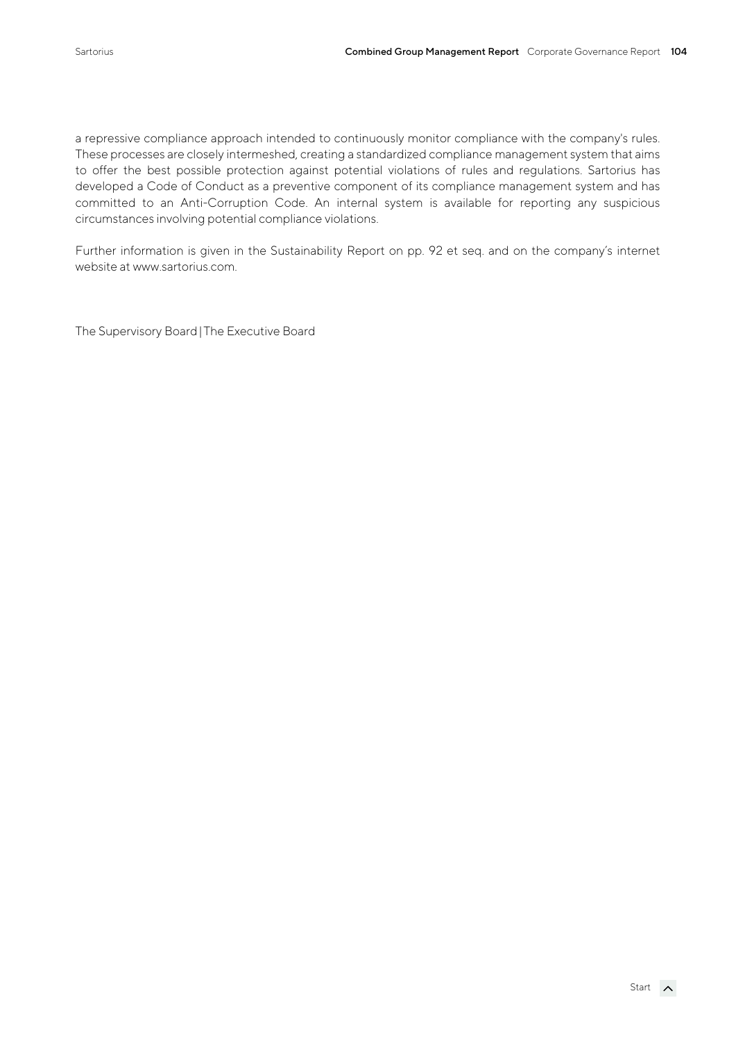a repressive compliance approach intended to continuously monitor compliance with the company's rules. These processes are closely intermeshed, creating a standardized compliance management system that aims to offer the best possible protection against potential violations of rules and regulations. Sartorius has developed a Code of Conduct as a preventive component of its compliance management system and has committed to an Anti-Corruption Code. An internal system is available for reporting any suspicious circumstances involving potential compliance violations.

Further information is given in the Sustainability Report on pp. 92 et seq. and on the company's internet website at www.sartorius.com.

The Supervisory Board | The Executive Board